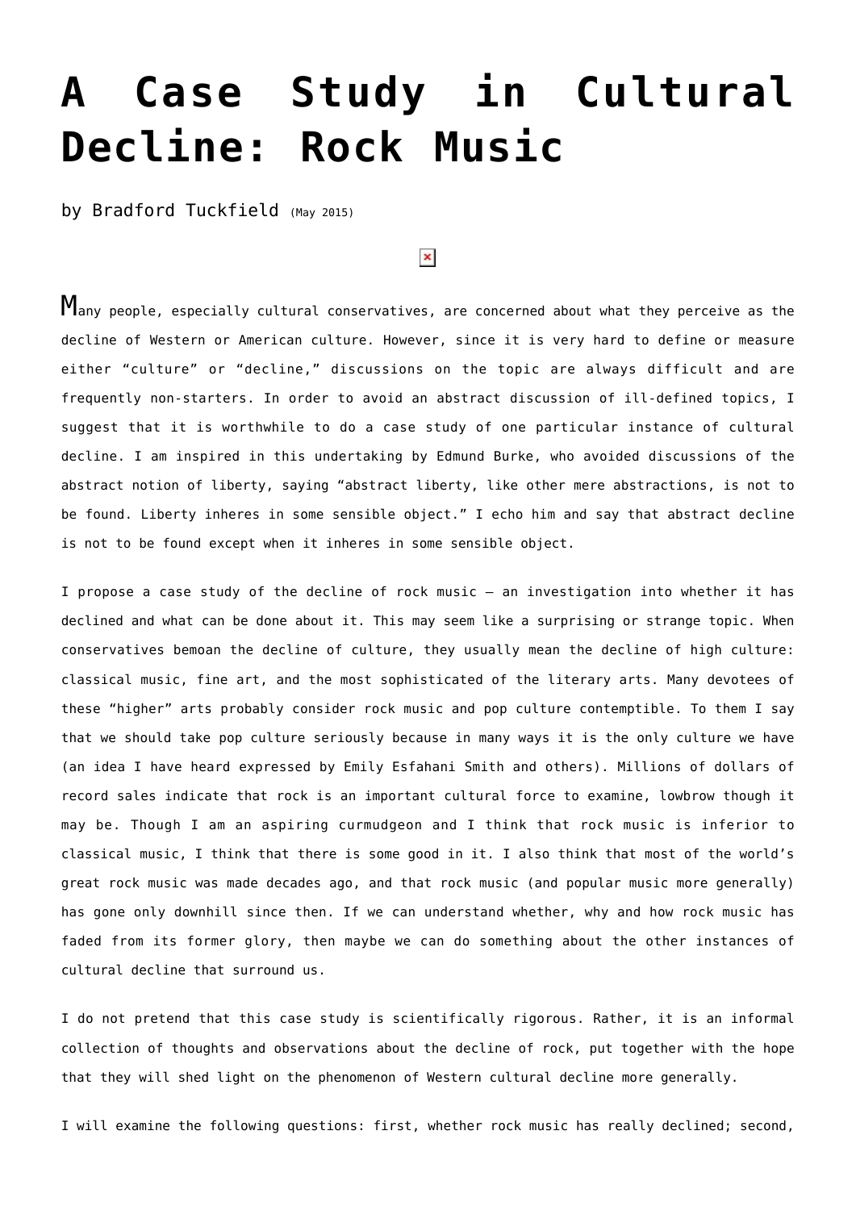# A Case Study in Cultural Decline: Rock Music

by Bradford Tuckfield (May 2015)

Many people, especially cultural conservatives, are concerned about what they perceive as the decline of Western or American culture. However, since it is very hard to define or measure either "culture" or "decline," discussions on the topic are always difficult and are frequently non-starters. In order to avoid an abstract discussion of ill-defined topics, I suggest that it is worthwhile to do a case study of one particular instance of cultural decline. I am inspired in this undertaking by Edmund Burke, who avoided discussions of the abstract notion of liberty, saying "abstract liberty, like other mere abstractions, is not to be found. Liberty inheres in some sensible object." I echo him and say that abstract decline is not to be found except when it inheres in some sensible object.

I propose a case study of the decline of rock music – an investigation into whether it has declined and what can be done about it. This may seem like a surprising or strange topic. When conservatives bemoan the decline of culture, they usually mean the decline of high culture: classical music, fine art, and the most sophisticated of the literary arts. Many devotees of these "higher" arts probably consider rock music and pop culture contemptible. To them I say that we should take pop culture seriously because in many ways it is the only culture we have (an idea I have heard expressed by Emily Esfahani Smith and others). Millions of dollars of record sales indicate that rock is an important cultural force to examine, lowbrow though it may be. Though I am an aspiring curmudgeon and I think that rock music is inferior to classical music, I think that there is some good in it. I also think that most of the world's great rock music was made decades ago, and that rock music (and popular music more generally) has gone only downhill since then. If we can understand whether, why and how rock music has faded from its former glory, then maybe we can do something about the other instances of cultural decline that surround us.

I do not pretend that this case study is scientifically rigorous. Rather, it is an informal collection of thoughts and observations about the decline of rock, put together with the hope that they will shed light on the phenomenon of Western cultural decline more generally.

I will examine the following questions: first, whether rock music has really declined; second,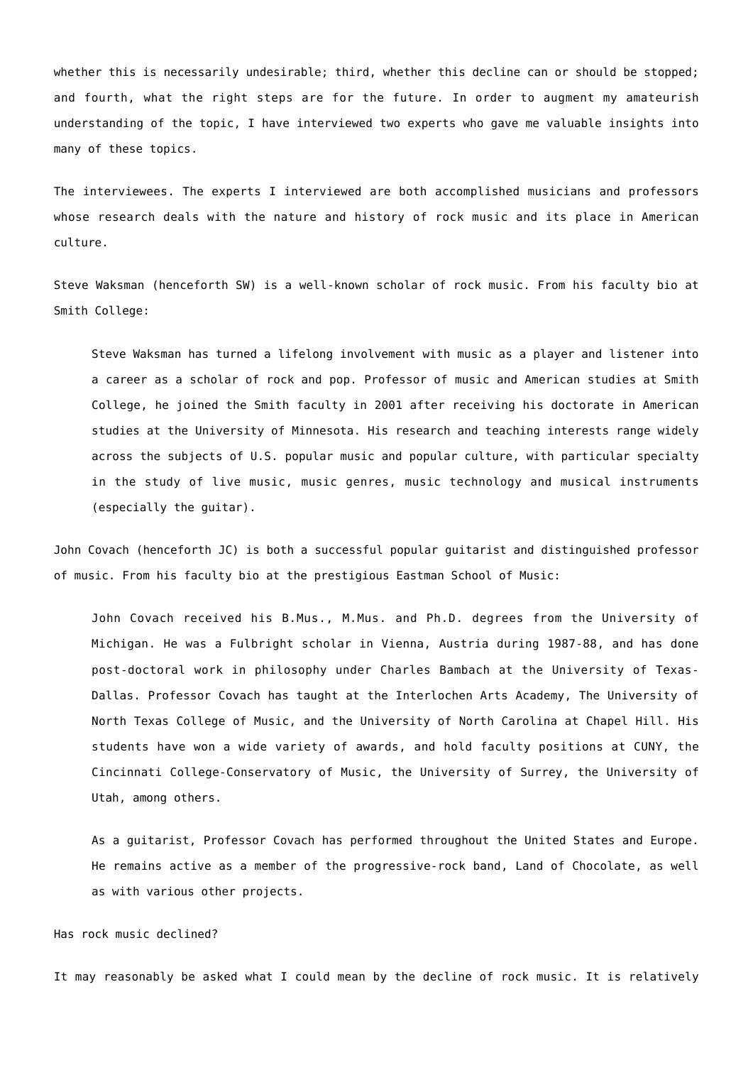whether this is necessarily undesirable; third, whether this decline can or should be stopped; and fourth, what the right steps are for the future. In order to augment my amateurish understanding of the topic, I have interviewed two experts who gave me valuable insights into many of these topics.

The interviewees. The experts I interviewed are both accomplished musicians and professors whose research deals with the nature and history of rock music and its place in American culture.

Steve Waksman (henceforth SW) is a well-known scholar of rock music. From his faculty bio at Smith College:

> Steve Waksman has turned a lifelong involvement with music as a player and listener into a career as a scholar of rock and pop. Professor of music and American studies at Smith College, he joined the Smith faculty in 2001 after receiving his doctorate in American studies at the University of Minnesota. His research and teaching interests range widely across the subjects of U.S. popular music and popular culture, with particular specialty in the study of live music, music genres, music technology and musical instruments (especially the guitar).

John Covach (henceforth JC) is both a successful popular guitarist and distinguished professor of music. From his faculty bio at the prestigious Eastman School of Music:

> John Covach received his B.Mus., M.Mus. and Ph.D. degrees from the University of Michigan. He was a Fulbright scholar in Vienna, Austria during 1987-88, and has done post-doctoral work in philosophy under Charles Bambach at the University of Texas-Dallas. Professor Covach has taught at the Interlochen Arts Academy, The University of North Texas College of Music, and the University of North Carolina at Chapel Hill. His students have won a wide variety of awards, and hold faculty positions at CUNY, the Cincinnati College-Conservatory of Music, the University of Surrey, the University of Utah, among others.
>
> As a guitarist, Professor Covach has performed throughout the United States and Europe. He remains active as a member of the progressive-rock band, Land of Chocolate, as well as with various other projects.

Has rock music declined?

It may reasonably be asked what I could mean by the decline of rock music. It is relatively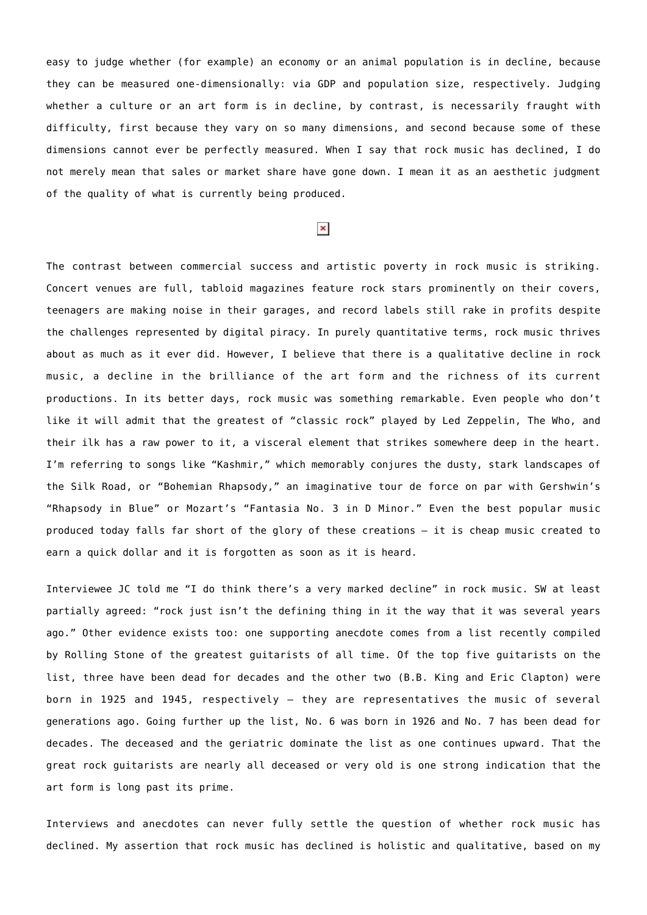easy to judge whether (for example) an economy or an animal population is in decline, because they can be measured one-dimensionally: via GDP and population size, respectively. Judging whether a culture or an art form is in decline, by contrast, is necessarily fraught with difficulty, first because they vary on so many dimensions, and second because some of these dimensions cannot ever be perfectly measured. When I say that rock music has declined, I do not merely mean that sales or market share have gone down. I mean it as an aesthetic judgment of the quality of what is currently being produced.

The contrast between commercial success and artistic poverty in rock music is striking. Concert venues are full, tabloid magazines feature rock stars prominently on their covers, teenagers are making noise in their garages, and record labels still rake in profits despite the challenges represented by digital piracy. In purely quantitative terms, rock music thrives about as much as it ever did. However, I believe that there is a qualitative decline in rock music, a decline in the brilliance of the art form and the richness of its current productions. In its better days, rock music was something remarkable. Even people who don't like it will admit that the greatest of "classic rock" played by Led Zeppelin, The Who, and their ilk has a raw power to it, a visceral element that strikes somewhere deep in the heart. I'm referring to songs like "Kashmir," which memorably conjures the dusty, stark landscapes of the Silk Road, or "Bohemian Rhapsody," an imaginative tour de force on par with Gershwin's "Rhapsody in Blue" or Mozart's "Fantasia No. 3 in D Minor." Even the best popular music produced today falls far short of the glory of these creations – it is cheap music created to earn a quick dollar and it is forgotten as soon as it is heard.

Interviewee JC told me "I do think there's a very marked decline" in rock music. SW at least partially agreed: "rock just isn't the defining thing in it the way that it was several years ago." Other evidence exists too: one supporting anecdote comes from a list recently compiled by Rolling Stone of the greatest guitarists of all time. Of the top five guitarists on the list, three have been dead for decades and the other two (B.B. King and Eric Clapton) were born in 1925 and 1945, respectively – they are representatives the music of several generations ago. Going further up the list, No. 6 was born in 1926 and No. 7 has been dead for decades. The deceased and the geriatric dominate the list as one continues upward. That the great rock guitarists are nearly all deceased or very old is one strong indication that the art form is long past its prime.

Interviews and anecdotes can never fully settle the question of whether rock music has declined. My assertion that rock music has declined is holistic and qualitative, based on my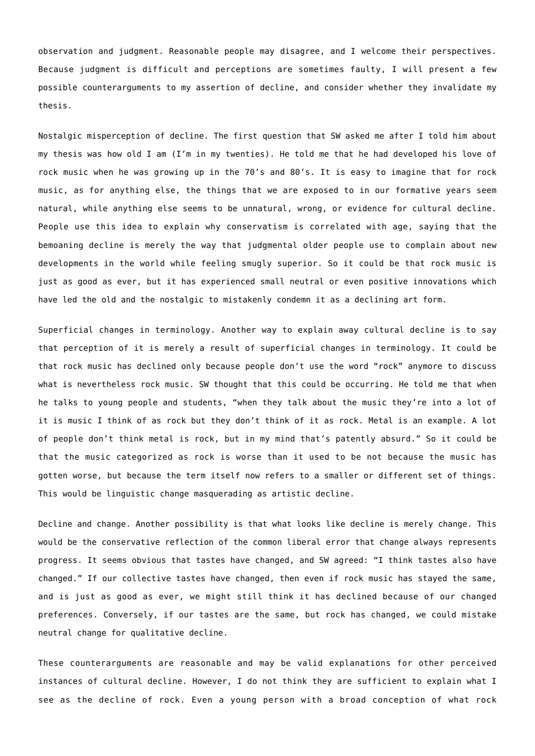observation and judgment. Reasonable people may disagree, and I welcome their perspectives. Because judgment is difficult and perceptions are sometimes faulty, I will present a few possible counterarguments to my assertion of decline, and consider whether they invalidate my thesis.

Nostalgic misperception of decline. The first question that SW asked me after I told him about my thesis was how old I am (I'm in my twenties). He told me that he had developed his love of rock music when he was growing up in the 70's and 80's. It is easy to imagine that for rock music, as for anything else, the things that we are exposed to in our formative years seem natural, while anything else seems to be unnatural, wrong, or evidence for cultural decline. People use this idea to explain why conservatism is correlated with age, saying that the bemoaning decline is merely the way that judgmental older people use to complain about new developments in the world while feeling smugly superior. So it could be that rock music is just as good as ever, but it has experienced small neutral or even positive innovations which have led the old and the nostalgic to mistakenly condemn it as a declining art form.

Superficial changes in terminology. Another way to explain away cultural decline is to say that perception of it is merely a result of superficial changes in terminology. It could be that rock music has declined only because people don't use the word "rock" anymore to discuss what is nevertheless rock music. SW thought that this could be occurring. He told me that when he talks to young people and students, "when they talk about the music they're into a lot of it is music I think of as rock but they don't think of it as rock. Metal is an example. A lot of people don't think metal is rock, but in my mind that's patently absurd." So it could be that the music categorized as rock is worse than it used to be not because the music has gotten worse, but because the term itself now refers to a smaller or different set of things. This would be linguistic change masquerading as artistic decline.

Decline and change. Another possibility is that what looks like decline is merely change. This would be the conservative reflection of the common liberal error that change always represents progress. It seems obvious that tastes have changed, and SW agreed: "I think tastes also have changed." If our collective tastes have changed, then even if rock music has stayed the same, and is just as good as ever, we might still think it has declined because of our changed preferences. Conversely, if our tastes are the same, but rock has changed, we could mistake neutral change for qualitative decline.

These counterarguments are reasonable and may be valid explanations for other perceived instances of cultural decline. However, I do not think they are sufficient to explain what I see as the decline of rock. Even a young person with a broad conception of what rock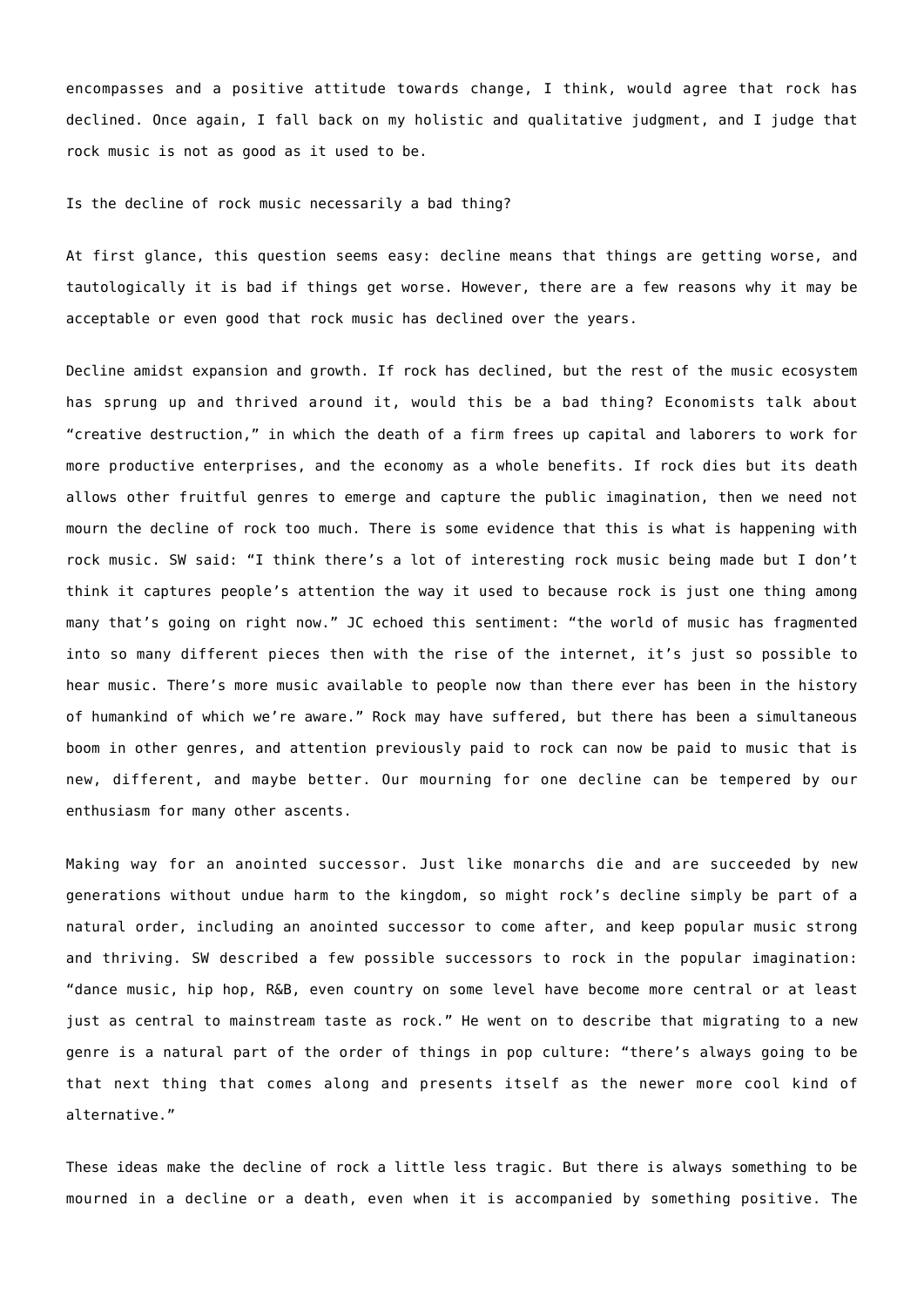encompasses and a positive attitude towards change, I think, would agree that rock has declined. Once again, I fall back on my holistic and qualitative judgment, and I judge that rock music is not as good as it used to be.

Is the decline of rock music necessarily a bad thing?

At first glance, this question seems easy: decline means that things are getting worse, and tautologically it is bad if things get worse. However, there are a few reasons why it may be acceptable or even good that rock music has declined over the years.

Decline amidst expansion and growth. If rock has declined, but the rest of the music ecosystem has sprung up and thrived around it, would this be a bad thing? Economists talk about "creative destruction," in which the death of a firm frees up capital and laborers to work for more productive enterprises, and the economy as a whole benefits. If rock dies but its death allows other fruitful genres to emerge and capture the public imagination, then we need not mourn the decline of rock too much. There is some evidence that this is what is happening with rock music. SW said: "I think there's a lot of interesting rock music being made but I don't think it captures people's attention the way it used to because rock is just one thing among many that's going on right now." JC echoed this sentiment: "the world of music has fragmented into so many different pieces then with the rise of the internet, it's just so possible to hear music. There's more music available to people now than there ever has been in the history of humankind of which we're aware." Rock may have suffered, but there has been a simultaneous boom in other genres, and attention previously paid to rock can now be paid to music that is new, different, and maybe better. Our mourning for one decline can be tempered by our enthusiasm for many other ascents.

Making way for an anointed successor. Just like monarchs die and are succeeded by new generations without undue harm to the kingdom, so might rock's decline simply be part of a natural order, including an anointed successor to come after, and keep popular music strong and thriving. SW described a few possible successors to rock in the popular imagination: "dance music, hip hop, R&B, even country on some level have become more central or at least just as central to mainstream taste as rock." He went on to describe that migrating to a new genre is a natural part of the order of things in pop culture: "there's always going to be that next thing that comes along and presents itself as the newer more cool kind of alternative."

These ideas make the decline of rock a little less tragic. But there is always something to be mourned in a decline or a death, even when it is accompanied by something positive. The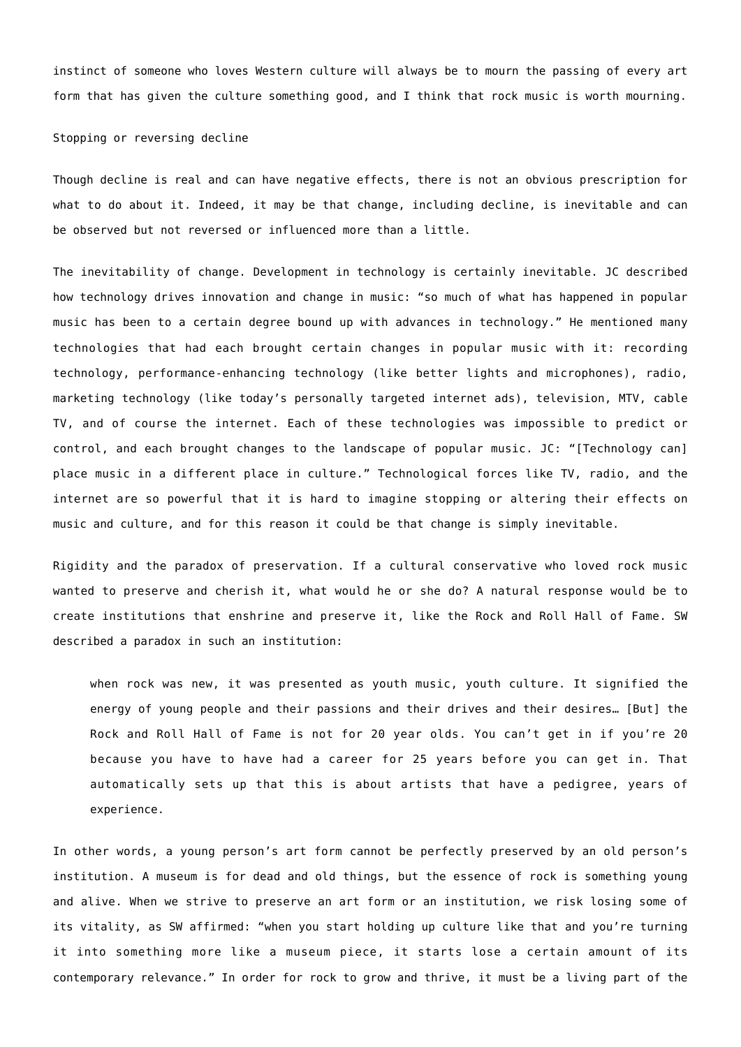instinct of someone who loves Western culture will always be to mourn the passing of every art form that has given the culture something good, and I think that rock music is worth mourning.

## Stopping or reversing decline

Though decline is real and can have negative effects, there is not an obvious prescription for what to do about it. Indeed, it may be that change, including decline, is inevitable and can be observed but not reversed or influenced more than a little.

The inevitability of change. Development in technology is certainly inevitable. JC described how technology drives innovation and change in music: "so much of what has happened in popular music has been to a certain degree bound up with advances in technology." He mentioned many technologies that had each brought certain changes in popular music with it: recording technology, performance-enhancing technology (like better lights and microphones), radio, marketing technology (like today's personally targeted internet ads), television, MTV, cable TV, and of course the internet. Each of these technologies was impossible to predict or control, and each brought changes to the landscape of popular music. JC: "[Technology can] place music in a different place in culture." Technological forces like TV, radio, and the internet are so powerful that it is hard to imagine stopping or altering their effects on music and culture, and for this reason it could be that change is simply inevitable.

Rigidity and the paradox of preservation. If a cultural conservative who loved rock music wanted to preserve and cherish it, what would he or she do? A natural response would be to create institutions that enshrine and preserve it, like the Rock and Roll Hall of Fame. SW described a paradox in such an institution:

> when rock was new, it was presented as youth music, youth culture. It signified the energy of young people and their passions and their drives and their desires… [But] the Rock and Roll Hall of Fame is not for 20 year olds. You can't get in if you're 20 because you have to have had a career for 25 years before you can get in. That automatically sets up that this is about artists that have a pedigree, years of experience.

In other words, a young person's art form cannot be perfectly preserved by an old person's institution. A museum is for dead and old things, but the essence of rock is something young and alive. When we strive to preserve an art form or an institution, we risk losing some of its vitality, as SW affirmed: "when you start holding up culture like that and you're turning it into something more like a museum piece, it starts lose a certain amount of its contemporary relevance." In order for rock to grow and thrive, it must be a living part of the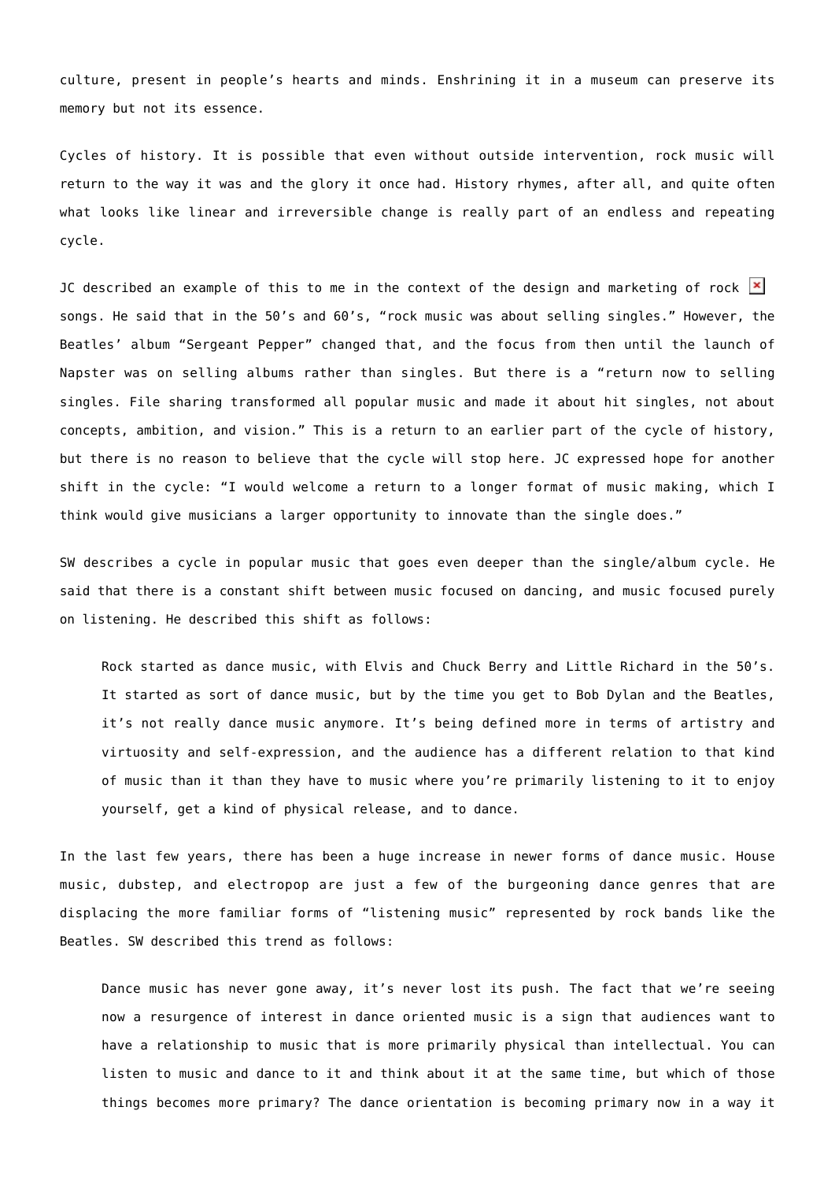culture, present in people's hearts and minds. Enshrining it in a museum can preserve its memory but not its essence.

Cycles of history. It is possible that even without outside intervention, rock music will return to the way it was and the glory it once had. History rhymes, after all, and quite often what looks like linear and irreversible change is really part of an endless and repeating cycle.

JC described an example of this to me in the context of the design and marketing of rock songs. He said that in the 50's and 60's, "rock music was about selling singles." However, the Beatles' album "Sergeant Pepper" changed that, and the focus from then until the launch of Napster was on selling albums rather than singles. But there is a "return now to selling singles. File sharing transformed all popular music and made it about hit singles, not about concepts, ambition, and vision." This is a return to an earlier part of the cycle of history, but there is no reason to believe that the cycle will stop here. JC expressed hope for another shift in the cycle: "I would welcome a return to a longer format of music making, which I think would give musicians a larger opportunity to innovate than the single does."

SW describes a cycle in popular music that goes even deeper than the single/album cycle. He said that there is a constant shift between music focused on dancing, and music focused purely on listening. He described this shift as follows:

> Rock started as dance music, with Elvis and Chuck Berry and Little Richard in the 50's. It started as sort of dance music, but by the time you get to Bob Dylan and the Beatles, it's not really dance music anymore. It's being defined more in terms of artistry and virtuosity and self-expression, and the audience has a different relation to that kind of music than it than they have to music where you're primarily listening to it to enjoy yourself, get a kind of physical release, and to dance.

In the last few years, there has been a huge increase in newer forms of dance music. House music, dubstep, and electropop are just a few of the burgeoning dance genres that are displacing the more familiar forms of "listening music" represented by rock bands like the Beatles. SW described this trend as follows:

> Dance music has never gone away, it's never lost its push. The fact that we're seeing now a resurgence of interest in dance oriented music is a sign that audiences want to have a relationship to music that is more primarily physical than intellectual. You can listen to music and dance to it and think about it at the same time, but which of those things becomes more primary? The dance orientation is becoming primary now in a way it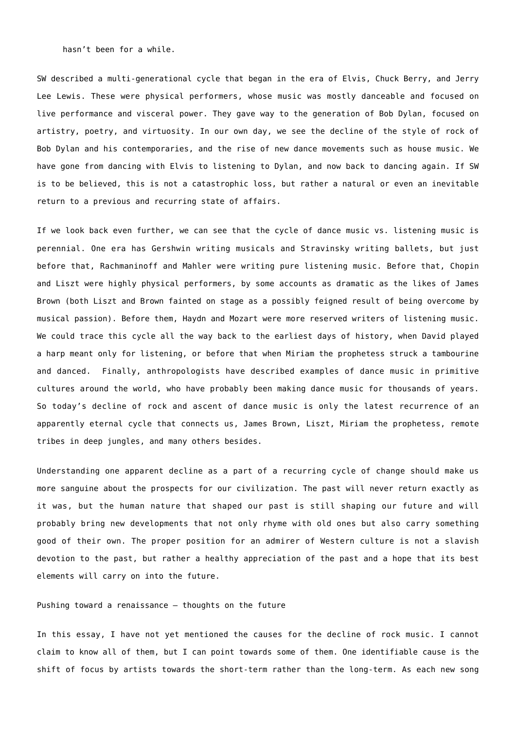hasn't been for a while.

SW described a multi-generational cycle that began in the era of Elvis, Chuck Berry, and Jerry Lee Lewis. These were physical performers, whose music was mostly danceable and focused on live performance and visceral power. They gave way to the generation of Bob Dylan, focused on artistry, poetry, and virtuosity. In our own day, we see the decline of the style of rock of Bob Dylan and his contemporaries, and the rise of new dance movements such as house music. We have gone from dancing with Elvis to listening to Dylan, and now back to dancing again. If SW is to be believed, this is not a catastrophic loss, but rather a natural or even an inevitable return to a previous and recurring state of affairs.

If we look back even further, we can see that the cycle of dance music vs. listening music is perennial. One era has Gershwin writing musicals and Stravinsky writing ballets, but just before that, Rachmaninoff and Mahler were writing pure listening music. Before that, Chopin and Liszt were highly physical performers, by some accounts as dramatic as the likes of James Brown (both Liszt and Brown fainted on stage as a possibly feigned result of being overcome by musical passion). Before them, Haydn and Mozart were more reserved writers of listening music. We could trace this cycle all the way back to the earliest days of history, when David played a harp meant only for listening, or before that when Miriam the prophetess struck a tambourine and danced. Finally, anthropologists have described examples of dance music in primitive cultures around the world, who have probably been making dance music for thousands of years. So today's decline of rock and ascent of dance music is only the latest recurrence of an apparently eternal cycle that connects us, James Brown, Liszt, Miriam the prophetess, remote tribes in deep jungles, and many others besides.

Understanding one apparent decline as a part of a recurring cycle of change should make us more sanguine about the prospects for our civilization. The past will never return exactly as it was, but the human nature that shaped our past is still shaping our future and will probably bring new developments that not only rhyme with old ones but also carry something good of their own. The proper position for an admirer of Western culture is not a slavish devotion to the past, but rather a healthy appreciation of the past and a hope that its best elements will carry on into the future.

## Pushing toward a renaissance – thoughts on the future

In this essay, I have not yet mentioned the causes for the decline of rock music. I cannot claim to know all of them, but I can point towards some of them. One identifiable cause is the shift of focus by artists towards the short-term rather than the long-term. As each new song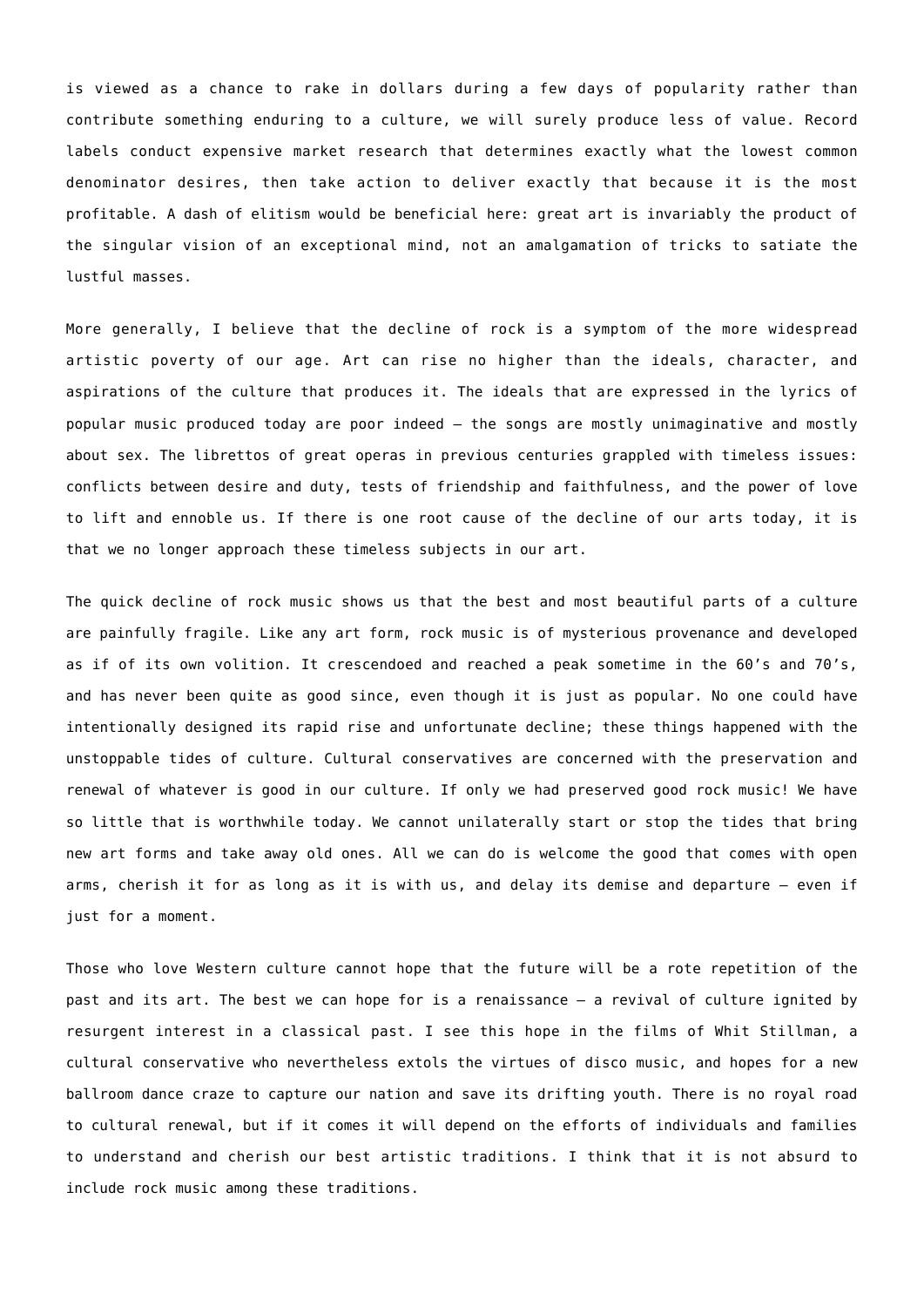is viewed as a chance to rake in dollars during a few days of popularity rather than contribute something enduring to a culture, we will surely produce less of value. Record labels conduct expensive market research that determines exactly what the lowest common denominator desires, then take action to deliver exactly that because it is the most profitable. A dash of elitism would be beneficial here: great art is invariably the product of the singular vision of an exceptional mind, not an amalgamation of tricks to satiate the lustful masses.

More generally, I believe that the decline of rock is a symptom of the more widespread artistic poverty of our age. Art can rise no higher than the ideals, character, and aspirations of the culture that produces it. The ideals that are expressed in the lyrics of popular music produced today are poor indeed – the songs are mostly unimaginative and mostly about sex. The librettos of great operas in previous centuries grappled with timeless issues: conflicts between desire and duty, tests of friendship and faithfulness, and the power of love to lift and ennoble us. If there is one root cause of the decline of our arts today, it is that we no longer approach these timeless subjects in our art.

The quick decline of rock music shows us that the best and most beautiful parts of a culture are painfully fragile. Like any art form, rock music is of mysterious provenance and developed as if of its own volition. It crescendoed and reached a peak sometime in the 60's and 70's, and has never been quite as good since, even though it is just as popular. No one could have intentionally designed its rapid rise and unfortunate decline; these things happened with the unstoppable tides of culture. Cultural conservatives are concerned with the preservation and renewal of whatever is good in our culture. If only we had preserved good rock music! We have so little that is worthwhile today. We cannot unilaterally start or stop the tides that bring new art forms and take away old ones. All we can do is welcome the good that comes with open arms, cherish it for as long as it is with us, and delay its demise and departure – even if just for a moment.

Those who love Western culture cannot hope that the future will be a rote repetition of the past and its art. The best we can hope for is a renaissance – a revival of culture ignited by resurgent interest in a classical past. I see this hope in the films of Whit Stillman, a cultural conservative who nevertheless extols the virtues of disco music, and hopes for a new ballroom dance craze to capture our nation and save its drifting youth. There is no royal road to cultural renewal, but if it comes it will depend on the efforts of individuals and families to understand and cherish our best artistic traditions. I think that it is not absurd to include rock music among these traditions.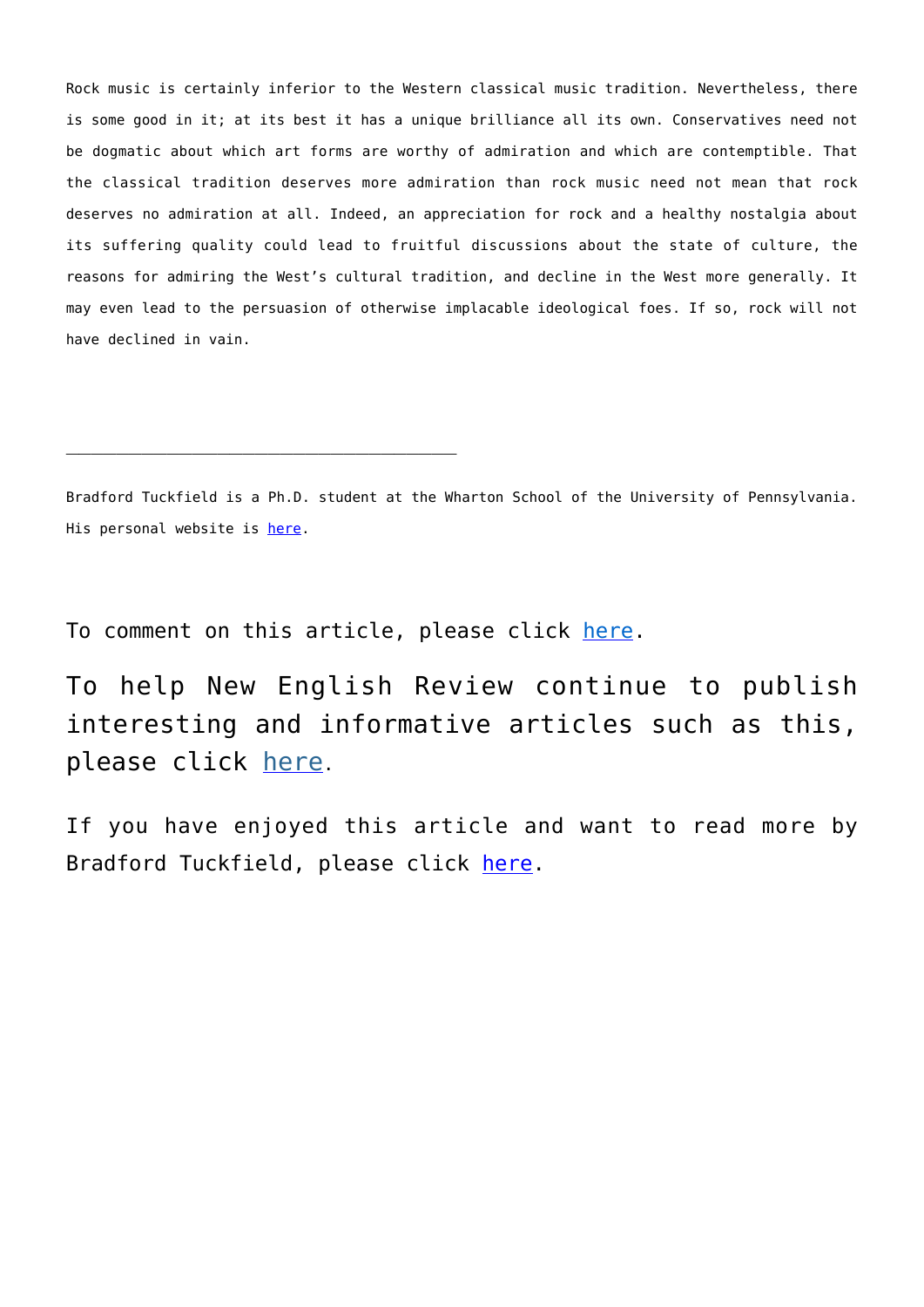Rock music is certainly inferior to the Western classical music tradition. Nevertheless, there is some good in it; at its best it has a unique brilliance all its own. Conservatives need not be dogmatic about which art forms are worthy of admiration and which are contemptible. That the classical tradition deserves more admiration than rock music need not mean that rock deserves no admiration at all. Indeed, an appreciation for rock and a healthy nostalgia about its suffering quality could lead to fruitful discussions about the state of culture, the reasons for admiring the West's cultural tradition, and decline in the West more generally. It may even lead to the persuasion of otherwise implacable ideological foes. If so, rock will not have declined in vain.

---

Bradford Tuckfield is a Ph.D. student at the Wharton School of the University of Pennsylvania. His personal website is here.

To comment on this article, please click here.

To help New English Review continue to publish interesting and informative articles such as this, please click here.

If you have enjoyed this article and want to read more by Bradford Tuckfield, please click here.